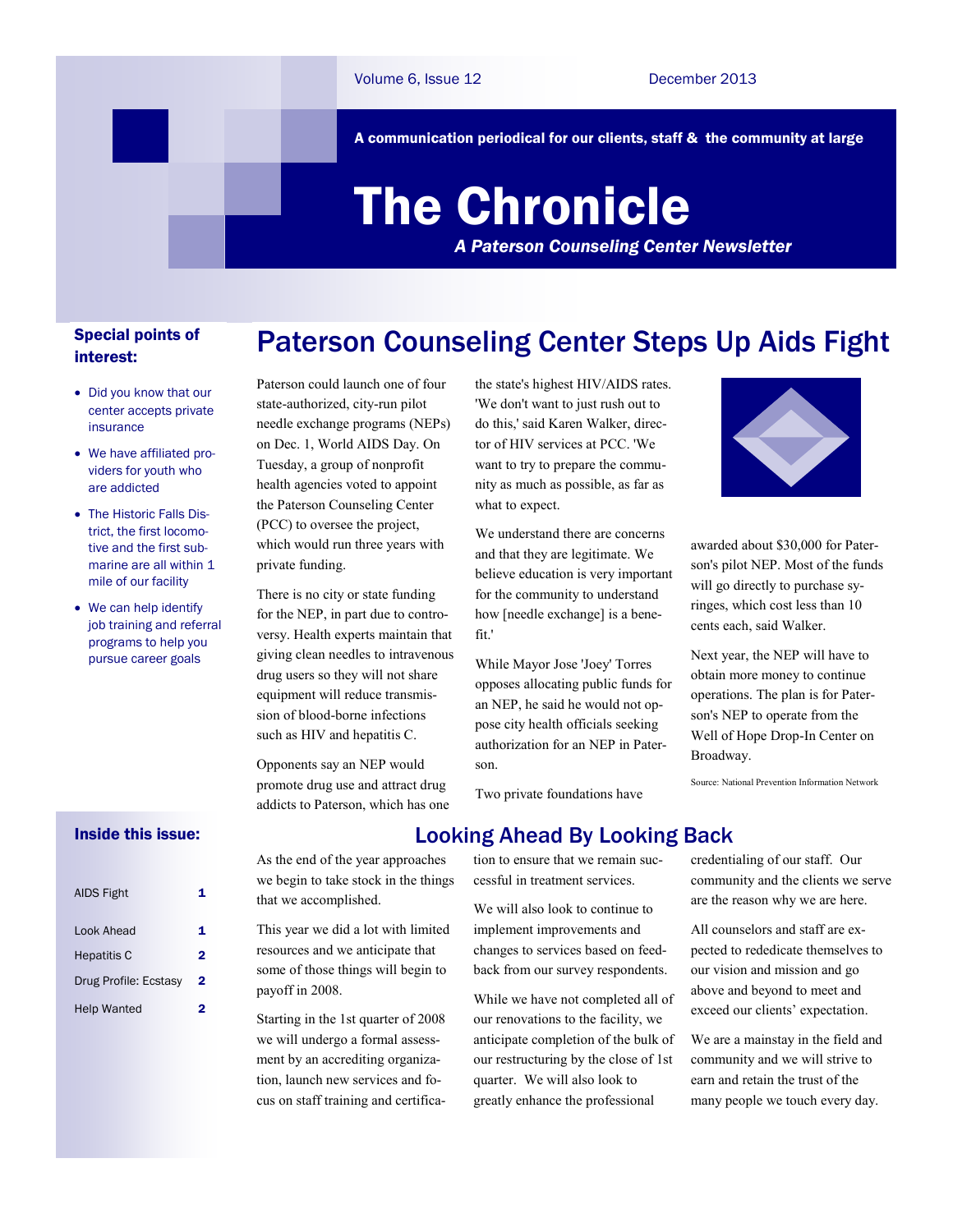Volume 6, Issue 12 December 2013

**A communication periodical for our clients, staff & the community at large**

# The Chronicle

***A Paterson Counseling Center Newsletter***

## Paterson Counseling Center Steps Up Aids Fight

Paterson could launch one of four state-authorized, city-run pilot needle exchange programs (NEPs) on Dec. 1, World AIDS Day. On Tuesday, a group of nonprofit health agencies voted to appoint the Paterson Counseling Center (PCC) to oversee the project, which would run three years with private funding.

There is no city or state funding for the NEP, in part due to controversy. Health experts maintain that giving clean needles to intravenous drug users so they will not share equipment will reduce transmission of blood-borne infections such as HIV and hepatitis C.

Opponents say an NEP would promote drug use and attract drug addicts to Paterson, which has one the state's highest HIV/AIDS rates. 'We don't want to just rush out to do this,' said Karen Walker, director of HIV services at PCC. 'We want to try to prepare the community as much as possible, as far as what to expect.

We understand there are concerns and that they are legitimate. We believe education is very important for the community to understand how [needle exchange] is a benefit.'

While Mayor Jose 'Joey' Torres opposes allocating public funds for an NEP, he said he would not oppose city health officials seeking authorization for an NEP in Paterson.

Two private foundations have awarded about $30,000 for Paterson's pilot NEP. Most of the funds will go directly to purchase syringes, which cost less than 10 cents each, said Walker.

Next year, the NEP will have to obtain more money to continue operations. The plan is for Paterson's NEP to operate from the Well of Hope Drop-In Center on Broadway.

Source: National Prevention Information Network

## Looking Ahead By Looking Back

As the end of the year approaches we begin to take stock in the things that we accomplished.

This year we did a lot with limited resources and we anticipate that some of those things will begin to payoff in 2008.

Starting in the 1st quarter of 2008 we will undergo a formal assessment by an accrediting organization, launch new services and focus on staff training and certification to ensure that we remain successful in treatment services.

We will also look to continue to implement improvements and changes to services based on feedback from our survey respondents.

While we have not completed all of our renovations to the facility, we anticipate completion of the bulk of our restructuring by the close of 1st quarter. We will also look to greatly enhance the professional credentialing of our staff. Our community and the clients we serve are the reason why we are here.

All counselors and staff are expected to rededicate themselves to our vision and mission and go above and beyond to meet and exceed our clients' expectation.

We are a mainstay in the field and community and we will strive to earn and retain the trust of the many people we touch every day.

### Special points of interest:

- Did you know that our center accepts private insurance
- We have affiliated providers for youth who are addicted
- The Historic Falls District, the first locomotive and the first submarine are all within 1 mile of our facility
- We can help identify job training and referral programs to help you pursue career goals

### Inside this issue:

| | |
|---|---|
| AIDS Fight | 1 |
| Look Ahead | 1 |
| Hepatitis C | 2 |
| Drug Profile: Ecstasy | 2 |
| Help Wanted | 2 |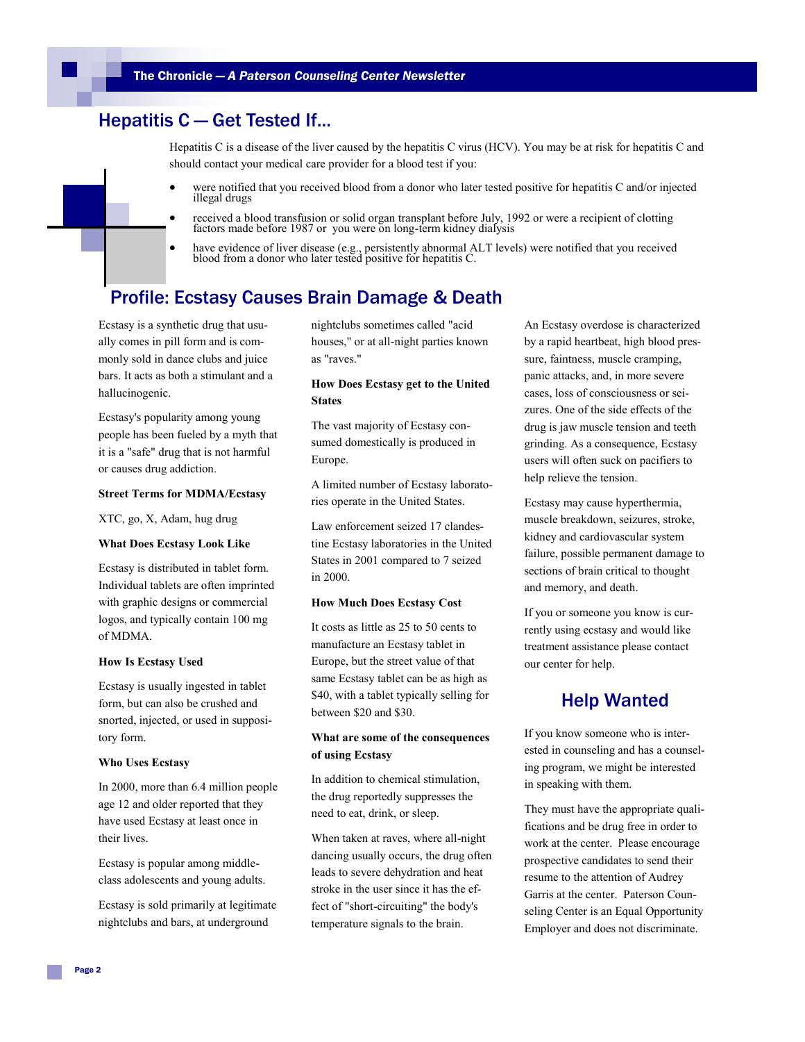## Hepatitis C — Get Tested If…

Hepatitis C is a disease of the liver caused by the hepatitis C virus (HCV). You may be at risk for hepatitis C and should contact your medical care provider for a blood test if you:

- were notified that you received blood from a donor who later tested positive for hepatitis C and/or injected illegal drugs
- received a blood transfusion or solid organ transplant before July, 1992 or were a recipient of clotting factors made before 1987 or you were on long-term kidney dialysis
- have evidence of liver disease (e.g., persistently abnormal ALT levels) were notified that you received blood from a donor who later tested positive for hepatitis C.

## Profile: Ecstasy Causes Brain Damage & Death

Ecstasy is a synthetic drug that usually comes in pill form and is commonly sold in dance clubs and juice bars. It acts as both a stimulant and a hallucinogenic.

Ecstasy's popularity among young people has been fueled by a myth that it is a "safe" drug that is not harmful or causes drug addiction.

**Street Terms for MDMA/Ecstasy**

XTC, go, X, Adam, hug drug

**What Does Ecstasy Look Like**

Ecstasy is distributed in tablet form. Individual tablets are often imprinted with graphic designs or commercial logos, and typically contain 100 mg of MDMA.

**How Is Ecstasy Used**

Ecstasy is usually ingested in tablet form, but can also be crushed and snorted, injected, or used in suppository form.

**Who Uses Ecstasy**

In 2000, more than 6.4 million people age 12 and older reported that they have used Ecstasy at least once in their lives.

Ecstasy is popular among middle-class adolescents and young adults.

Ecstasy is sold primarily at legitimate nightclubs and bars, at underground nightclubs sometimes called "acid houses," or at all-night parties known as "raves."

**How Does Ecstasy get to the United States**

The vast majority of Ecstasy consumed domestically is produced in Europe.

A limited number of Ecstasy laboratories operate in the United States.

Law enforcement seized 17 clandestine Ecstasy laboratories in the United States in 2001 compared to 7 seized in 2000.

**How Much Does Ecstasy Cost**

It costs as little as 25 to 50 cents to manufacture an Ecstasy tablet in Europe, but the street value of that same Ecstasy tablet can be as high as $40, with a tablet typically selling for between $20 and $30.

**What are some of the consequences of using Ecstasy**

In addition to chemical stimulation, the drug reportedly suppresses the need to eat, drink, or sleep.

When taken at raves, where all-night dancing usually occurs, the drug often leads to severe dehydration and heat stroke in the user since it has the effect of "short-circuiting" the body's temperature signals to the brain.

An Ecstasy overdose is characterized by a rapid heartbeat, high blood pressure, faintness, muscle cramping, panic attacks, and, in more severe cases, loss of consciousness or seizures. One of the side effects of the drug is jaw muscle tension and teeth grinding. As a consequence, Ecstasy users will often suck on pacifiers to help relieve the tension.

Ecstasy may cause hyperthermia, muscle breakdown, seizures, stroke, kidney and cardiovascular system failure, possible permanent damage to sections of brain critical to thought and memory, and death.

If you or someone you know is currently using ecstasy and would like treatment assistance please contact our center for help.

## Help Wanted

If you know someone who is interested in counseling and has a counseling program, we might be interested in speaking with them.

They must have the appropriate qualifications and be drug free in order to work at the center. Please encourage prospective candidates to send their resume to the attention of Audrey Garris at the center. Paterson Counseling Center is an Equal Opportunity Employer and does not discriminate.